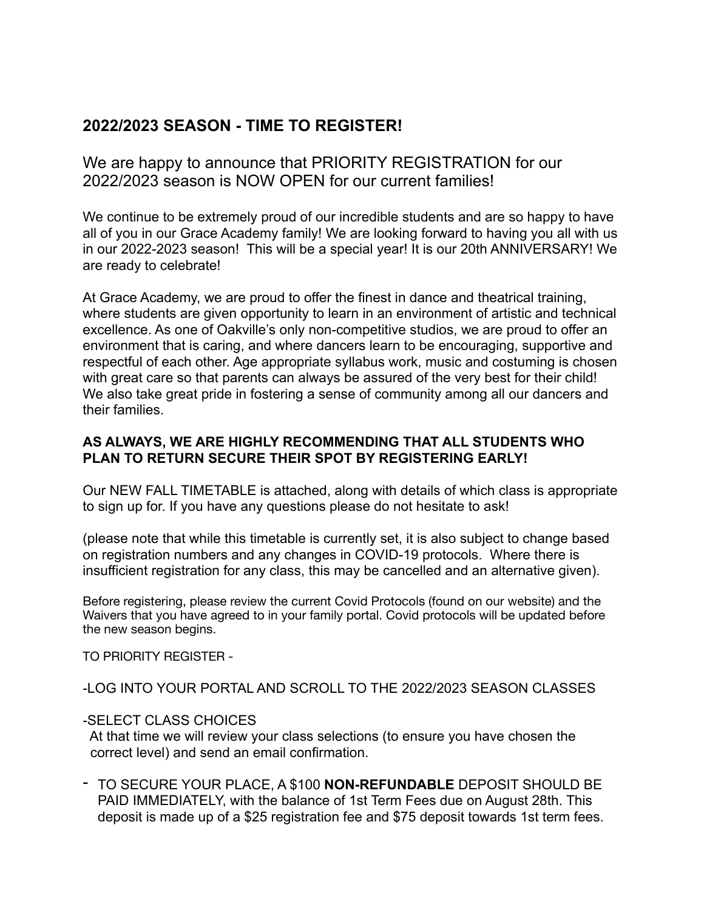## 2022/2023 SEASON - TIME TO REGISTER!

We are happy to announce that PRIORITY REGISTRATION for our 2022/2023 season is NOW OPEN for our current families!

We continue to be extremely proud of our incredible students and are so happy to have all of you in our Grace Academy family! We are looking forward to having you all with us in our 2022-2023 season! This will be a special year! It is our 20th ANNIVERSARY! We are ready to celebrate!

At Grace Academy, we are proud to offer the finest in dance and theatrical training, where students are given opportunity to learn in an environment of artistic and technical excellence. As one of Oakville's only non-competitive studios, we are proud to offer an environment that is caring, and where dancers learn to be encouraging, supportive and respectful of each other. Age appropriate syllabus work, music and costuming is chosen with great care so that parents can always be assured of the very best for their child! We also take great pride in fostering a sense of community among all our dancers and their families.

**AS ALWAYS, WE ARE HIGHLY RECOMMENDING THAT ALL STUDENTS WHO PLAN TO RETURN SECURE THEIR SPOT BY REGISTERING EARLY!**

Our NEW FALL TIMETABLE is attached, along with details of which class is appropriate to sign up for. If you have any questions please do not hesitate to ask!

(please note that while this timetable is currently set, it is also subject to change based on registration numbers and any changes in COVID-19 protocols. Where there is insufficient registration for any class, this may be cancelled and an alternative given).

Before registering, please review the current Covid Protocols (found on our website) and the Waivers that you have agreed to in your family portal. Covid protocols will be updated before the new season begins.

TO PRIORITY REGISTER -

-LOG INTO YOUR PORTAL AND SCROLL TO THE 2022/2023 SEASON CLASSES

-SELECT CLASS CHOICES
At that time we will review your class selections (to ensure you have chosen the correct level) and send an email confirmation.

- TO SECURE YOUR PLACE, A $100 **NON-REFUNDABLE** DEPOSIT SHOULD BE PAID IMMEDIATELY, with the balance of 1st Term Fees due on August 28th. This deposit is made up of a $25 registration fee and $75 deposit towards 1st term fees.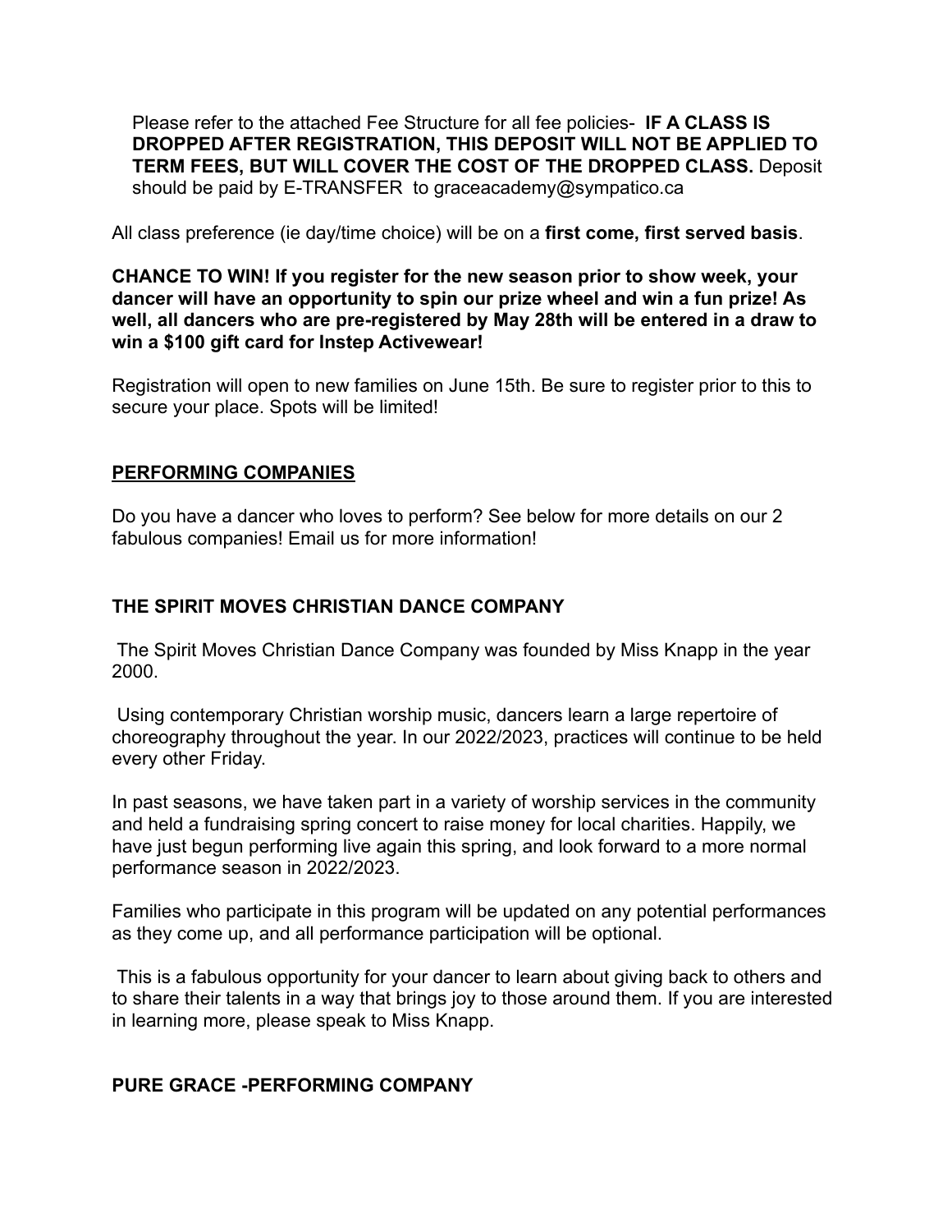Please refer to the attached Fee Structure for all fee policies- **IF A CLASS IS DROPPED AFTER REGISTRATION, THIS DEPOSIT WILL NOT BE APPLIED TO TERM FEES, BUT WILL COVER THE COST OF THE DROPPED CLASS.** Deposit should be paid by E-TRANSFER to graceacademy@sympatico.ca

All class preference (ie day/time choice) will be on a **first come, first served basis**.

**CHANCE TO WIN! If you register for the new season prior to show week, your dancer will have an opportunity to spin our prize wheel and win a fun prize! As well, all dancers who are pre-registered by May 28th will be entered in a draw to win a $100 gift card for Instep Activewear!**

Registration will open to new families on June 15th. Be sure to register prior to this to secure your place. Spots will be limited!

## PERFORMING COMPANIES

Do you have a dancer who loves to perform? See below for more details on our 2 fabulous companies! Email us for more information!

### THE SPIRIT MOVES CHRISTIAN DANCE COMPANY

The Spirit Moves Christian Dance Company was founded by Miss Knapp in the year 2000.

Using contemporary Christian worship music, dancers learn a large repertoire of choreography throughout the year. In our 2022/2023, practices will continue to be held every other Friday.

In past seasons, we have taken part in a variety of worship services in the community and held a fundraising spring concert to raise money for local charities. Happily, we have just begun performing live again this spring, and look forward to a more normal performance season in 2022/2023.

Families who participate in this program will be updated on any potential performances as they come up, and all performance participation will be optional.

This is a fabulous opportunity for your dancer to learn about giving back to others and to share their talents in a way that brings joy to those around them. If you are interested in learning more, please speak to Miss Knapp.

### PURE GRACE -PERFORMING COMPANY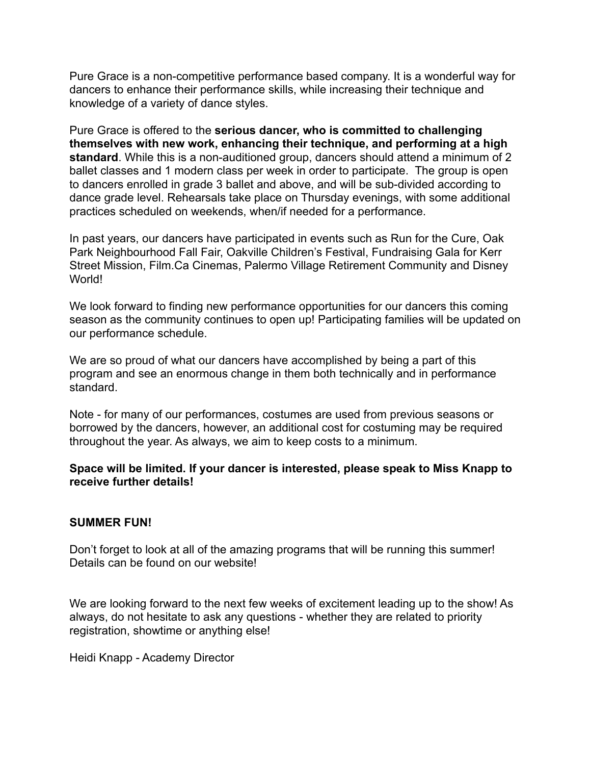Pure Grace is a non-competitive performance based company. It is a wonderful way for dancers to enhance their performance skills, while increasing their technique and knowledge of a variety of dance styles.

Pure Grace is offered to the **serious dancer, who is committed to challenging themselves with new work, enhancing their technique, and performing at a high standard**. While this is a non-auditioned group, dancers should attend a minimum of 2 ballet classes and 1 modern class per week in order to participate. The group is open to dancers enrolled in grade 3 ballet and above, and will be sub-divided according to dance grade level. Rehearsals take place on Thursday evenings, with some additional practices scheduled on weekends, when/if needed for a performance.

In past years, our dancers have participated in events such as Run for the Cure, Oak Park Neighbourhood Fall Fair, Oakville Children's Festival, Fundraising Gala for Kerr Street Mission, Film.Ca Cinemas, Palermo Village Retirement Community and Disney World!

We look forward to finding new performance opportunities for our dancers this coming season as the community continues to open up! Participating families will be updated on our performance schedule.

We are so proud of what our dancers have accomplished by being a part of this program and see an enormous change in them both technically and in performance standard.

Note - for many of our performances, costumes are used from previous seasons or borrowed by the dancers, however, an additional cost for costuming may be required throughout the year. As always, we aim to keep costs to a minimum.

**Space will be limited. If your dancer is interested, please speak to Miss Knapp to receive further details!**

**SUMMER FUN!**

Don't forget to look at all of the amazing programs that will be running this summer! Details can be found on our website!

We are looking forward to the next few weeks of excitement leading up to the show! As always, do not hesitate to ask any questions - whether they are related to priority registration, showtime or anything else!

Heidi Knapp - Academy Director